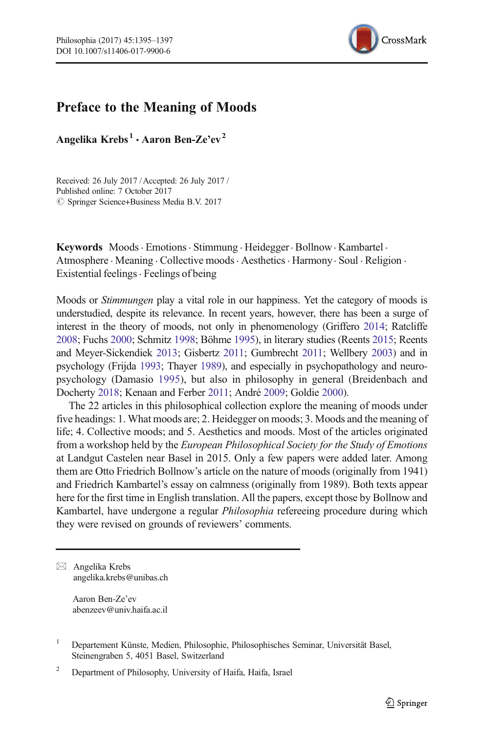# Preface to the Meaning of Moods

**Angelika Krebs**[1] **· Aaron Ben-Ze'ev**[2]

Received: 26 July 2017 / Accepted: 26 July 2017 /
Published online: 7 October 2017
© Springer Science+Business Media B.V. 2017

**Keywords** Moods · Emotions · Stimmung · Heidegger · Bollnow · Kambartel · Atmosphere · Meaning · Collective moods · Aesthetics · Harmony · Soul · Religion · Existential feelings · Feelings of being

Moods or *Stimmungen* play a vital role in our happiness. Yet the category of moods is understudied, despite its relevance. In recent years, however, there has been a surge of interest in the theory of moods, not only in phenomenology (Griffero 2014; Ratcliffe 2008; Fuchs 2000; Schmitz 1998; Böhme 1995), in literary studies (Reents 2015; Reents and Meyer-Sickendiek 2013; Gisbertz 2011; Gumbrecht 2011; Wellbery 2003) and in psychology (Frijda 1993; Thayer 1989), and especially in psychopathology and neuropsychology (Damasio 1995), but also in philosophy in general (Breidenbach and Docherty 2018; Kenaan and Ferber 2011; André 2009; Goldie 2000).

The 22 articles in this philosophical collection explore the meaning of moods under five headings: 1. What moods are; 2. Heidegger on moods; 3. Moods and the meaning of life; 4. Collective moods; and 5. Aesthetics and moods. Most of the articles originated from a workshop held by the *European Philosophical Society for the Study of Emotions* at Landgut Castelen near Basel in 2015. Only a few papers were added later. Among them are Otto Friedrich Bollnow's article on the nature of moods (originally from 1941) and Friedrich Kambartel's essay on calmness (originally from 1989). Both texts appear here for the first time in English translation. All the papers, except those by Bollnow and Kambartel, have undergone a regular *Philosophia* refereeing procedure during which they were revised on grounds of reviewers' comments.

---

✉ Angelika Krebs
angelika.krebs@unibas.ch

Aaron Ben-Ze'ev
abenzeev@univ.haifa.ac.il

[1] Departement Künste, Medien, Philosophie, Philosophisches Seminar, Universität Basel, Steinengraben 5, 4051 Basel, Switzerland

[2] Department of Philosophy, University of Haifa, Haifa, Israel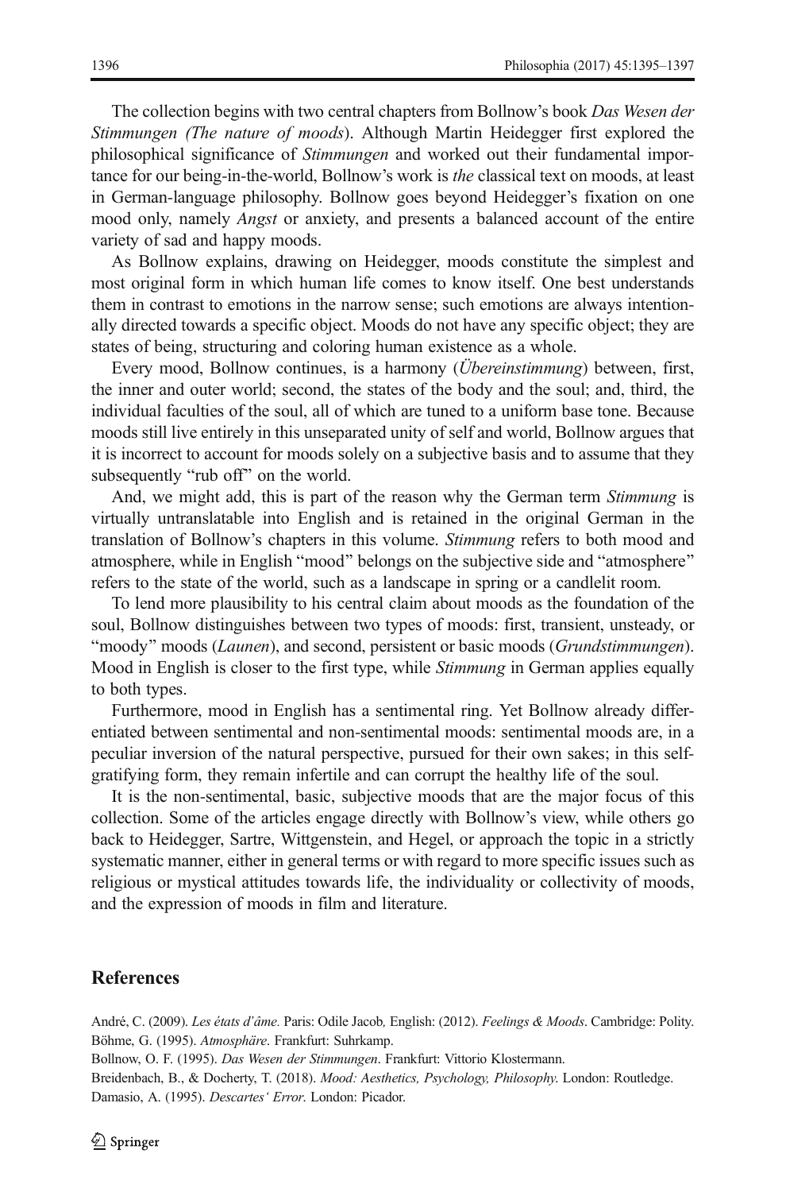The collection begins with two central chapters from Bollnow's book *Das Wesen der Stimmungen (The nature of moods)*. Although Martin Heidegger first explored the philosophical significance of *Stimmungen* and worked out their fundamental importance for our being-in-the-world, Bollnow's work is *the* classical text on moods, at least in German-language philosophy. Bollnow goes beyond Heidegger's fixation on one mood only, namely *Angst* or anxiety, and presents a balanced account of the entire variety of sad and happy moods.

As Bollnow explains, drawing on Heidegger, moods constitute the simplest and most original form in which human life comes to know itself. One best understands them in contrast to emotions in the narrow sense; such emotions are always intentionally directed towards a specific object. Moods do not have any specific object; they are states of being, structuring and coloring human existence as a whole.

Every mood, Bollnow continues, is a harmony (*Übereinstimmung*) between, first, the inner and outer world; second, the states of the body and the soul; and, third, the individual faculties of the soul, all of which are tuned to a uniform base tone. Because moods still live entirely in this unseparated unity of self and world, Bollnow argues that it is incorrect to account for moods solely on a subjective basis and to assume that they subsequently "rub off" on the world.

And, we might add, this is part of the reason why the German term *Stimmung* is virtually untranslatable into English and is retained in the original German in the translation of Bollnow's chapters in this volume. *Stimmung* refers to both mood and atmosphere, while in English "mood" belongs on the subjective side and "atmosphere" refers to the state of the world, such as a landscape in spring or a candlelit room.

To lend more plausibility to his central claim about moods as the foundation of the soul, Bollnow distinguishes between two types of moods: first, transient, unsteady, or "moody" moods (*Launen*), and second, persistent or basic moods (*Grundstimmungen*). Mood in English is closer to the first type, while *Stimmung* in German applies equally to both types.

Furthermore, mood in English has a sentimental ring. Yet Bollnow already differentiated between sentimental and non-sentimental moods: sentimental moods are, in a peculiar inversion of the natural perspective, pursued for their own sakes; in this self-gratifying form, they remain infertile and can corrupt the healthy life of the soul.

It is the non-sentimental, basic, subjective moods that are the major focus of this collection. Some of the articles engage directly with Bollnow's view, while others go back to Heidegger, Sartre, Wittgenstein, and Hegel, or approach the topic in a strictly systematic manner, either in general terms or with regard to more specific issues such as religious or mystical attitudes towards life, the individuality or collectivity of moods, and the expression of moods in film and literature.

## References

André, C. (2009). *Les états d'âme*. Paris: Odile Jacob, English: (2012). *Feelings & Moods*. Cambridge: Polity.

Böhme, G. (1995). *Atmosphäre*. Frankfurt: Suhrkamp.

Bollnow, O. F. (1995). *Das Wesen der Stimmungen*. Frankfurt: Vittorio Klostermann.

Breidenbach, B., & Docherty, T. (2018). *Mood: Aesthetics, Psychology, Philosophy*. London: Routledge.

Damasio, A. (1995). *Descartes' Error*. London: Picador.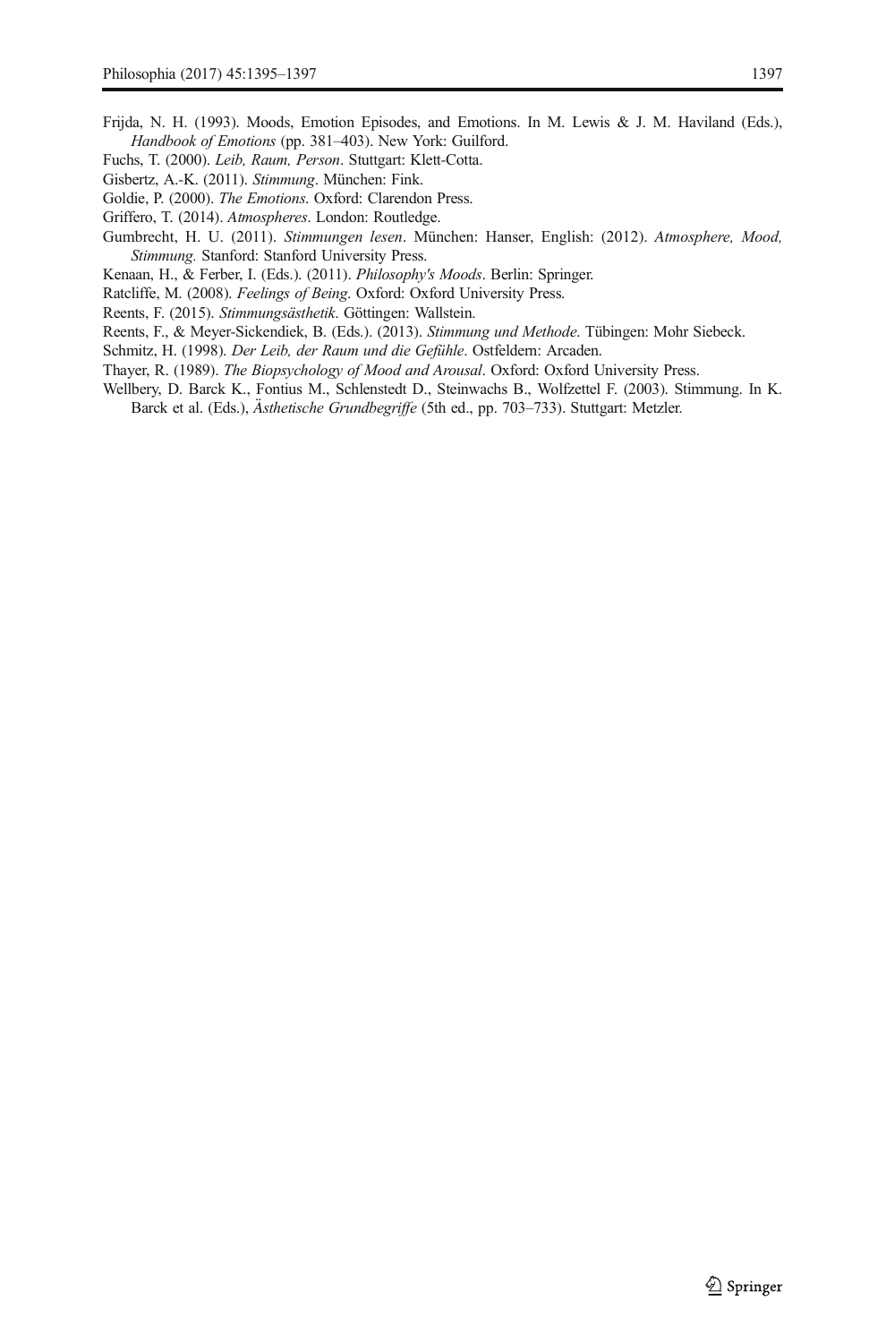Frijda, N. H. (1993). Moods, Emotion Episodes, and Emotions. In M. Lewis & J. M. Haviland (Eds.), *Handbook of Emotions* (pp. 381–403). New York: Guilford.

Fuchs, T. (2000). *Leib, Raum, Person*. Stuttgart: Klett-Cotta.

Gisbertz, A.-K. (2011). *Stimmung*. München: Fink.

Goldie, P. (2000). *The Emotions*. Oxford: Clarendon Press.

Griffero, T. (2014). *Atmospheres*. London: Routledge.

Gumbrecht, H. U. (2011). *Stimmungen lesen*. München: Hanser, English: (2012). *Atmosphere, Mood, Stimmung.* Stanford: Stanford University Press.

Kenaan, H., & Ferber, I. (Eds.). (2011). *Philosophy's Moods*. Berlin: Springer.

Ratcliffe, M. (2008). *Feelings of Being*. Oxford: Oxford University Press.

Reents, F. (2015). *Stimmungsästhetik*. Göttingen: Wallstein.

Reents, F., & Meyer-Sickendiek, B. (Eds.). (2013). *Stimmung und Methode*. Tübingen: Mohr Siebeck.

Schmitz, H. (1998). *Der Leib, der Raum und die Gefühle*. Ostfeldern: Arcaden.

Thayer, R. (1989). *The Biopsychology of Mood and Arousal*. Oxford: Oxford University Press.

Wellbery, D. Barck K., Fontius M., Schlenstedt D., Steinwachs B., Wolfzettel F. (2003). Stimmung. In K. Barck et al. (Eds.), *Ästhetische Grundbegriffe* (5th ed., pp. 703–733). Stuttgart: Metzler.